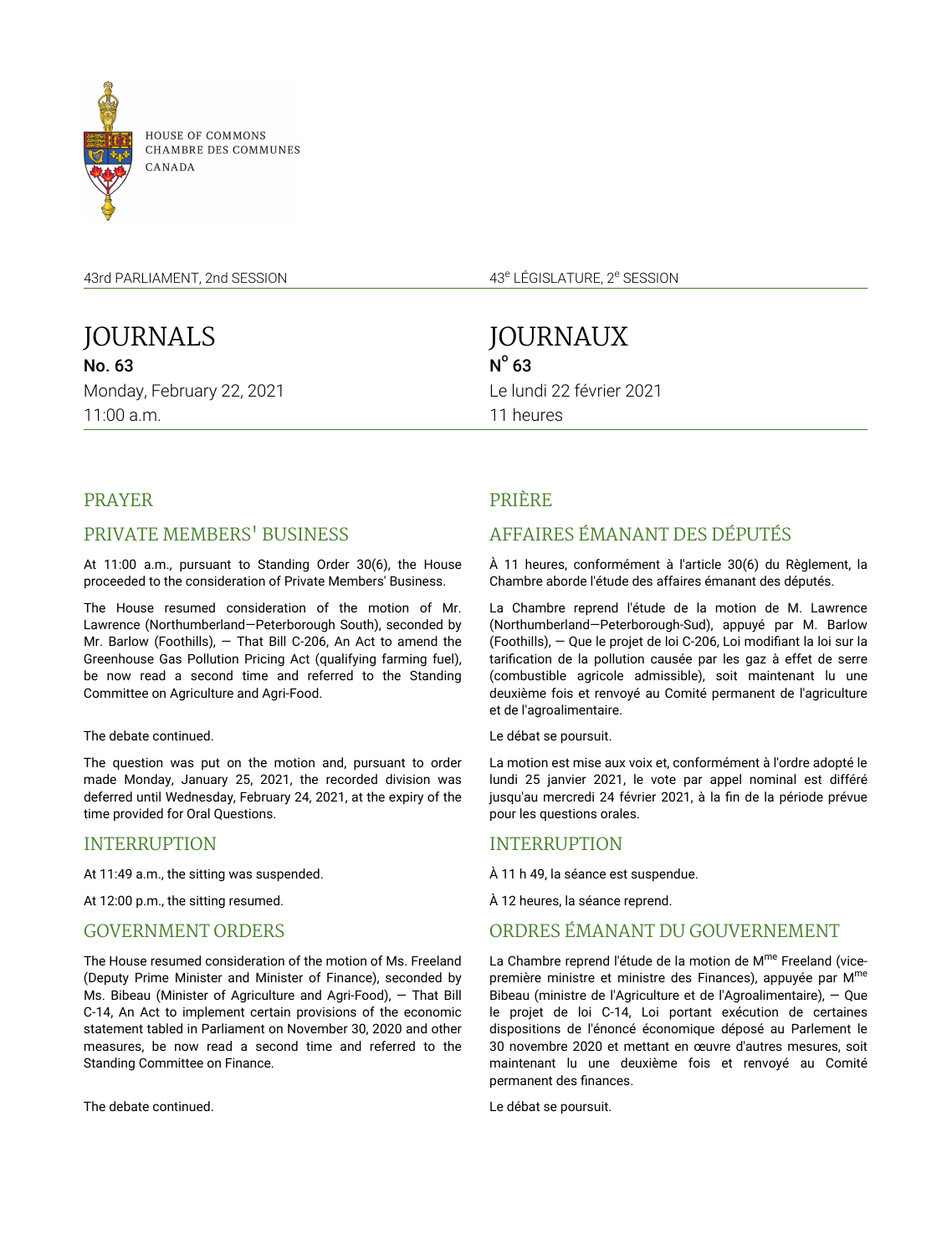HOUSE OF COMMONS
CHAMBRE DES COMMUNES
CANADA

43rd PARLIAMENT, 2nd SESSION

# JOURNALS

**No. 63**

Monday, February 22, 2021

11:00 a.m.

## PRAYER

## PRIVATE MEMBERS' BUSINESS

At 11:00 a.m., pursuant to Standing Order 30(6), the House proceeded to the consideration of Private Members' Business.

The House resumed consideration of the motion of Mr. Lawrence (Northumberland—Peterborough South), seconded by Mr. Barlow (Foothills), — That Bill C-206, An Act to amend the Greenhouse Gas Pollution Pricing Act (qualifying farming fuel), be now read a second time and referred to the Standing Committee on Agriculture and Agri-Food.

The debate continued.

The question was put on the motion and, pursuant to order made Monday, January 25, 2021, the recorded division was deferred until Wednesday, February 24, 2021, at the expiry of the time provided for Oral Questions.

## INTERRUPTION

At 11:49 a.m., the sitting was suspended.

At 12:00 p.m., the sitting resumed.

## GOVERNMENT ORDERS

The House resumed consideration of the motion of Ms. Freeland (Deputy Prime Minister and Minister of Finance), seconded by Ms. Bibeau (Minister of Agriculture and Agri-Food), — That Bill C-14, An Act to implement certain provisions of the economic statement tabled in Parliament on November 30, 2020 and other measures, be now read a second time and referred to the Standing Committee on Finance.

The debate continued.

43e LÉGISLATURE, 2e SESSION

# JOURNAUX

**No 63**

Le lundi 22 février 2021

11 heures

## PRIÈRE

## AFFAIRES ÉMANANT DES DÉPUTÉS

À 11 heures, conformément à l'article 30(6) du Règlement, la Chambre aborde l'étude des affaires émanant des députés.

La Chambre reprend l'étude de la motion de M. Lawrence (Northumberland—Peterborough-Sud), appuyé par M. Barlow (Foothills), — Que le projet de loi C-206, Loi modifiant la loi sur la tarification de la pollution causée par les gaz à effet de serre (combustible agricole admissible), soit maintenant lu une deuxième fois et renvoyé au Comité permanent de l'agriculture et de l'agroalimentaire.

Le débat se poursuit.

La motion est mise aux voix et, conformément à l'ordre adopté le lundi 25 janvier 2021, le vote par appel nominal est différé jusqu'au mercredi 24 février 2021, à la fin de la période prévue pour les questions orales.

## INTERRUPTION

À 11 h 49, la séance est suspendue.

À 12 heures, la séance reprend.

## ORDRES ÉMANANT DU GOUVERNEMENT

La Chambre reprend l'étude de la motion de Mme Freeland (vice-première ministre et ministre des Finances), appuyée par Mme Bibeau (ministre de l'Agriculture et de l'Agroalimentaire), — Que le projet de loi C-14, Loi portant exécution de certaines dispositions de l'énoncé économique déposé au Parlement le 30 novembre 2020 et mettant en œuvre d'autres mesures, soit maintenant lu une deuxième fois et renvoyé au Comité permanent des finances.

Le débat se poursuit.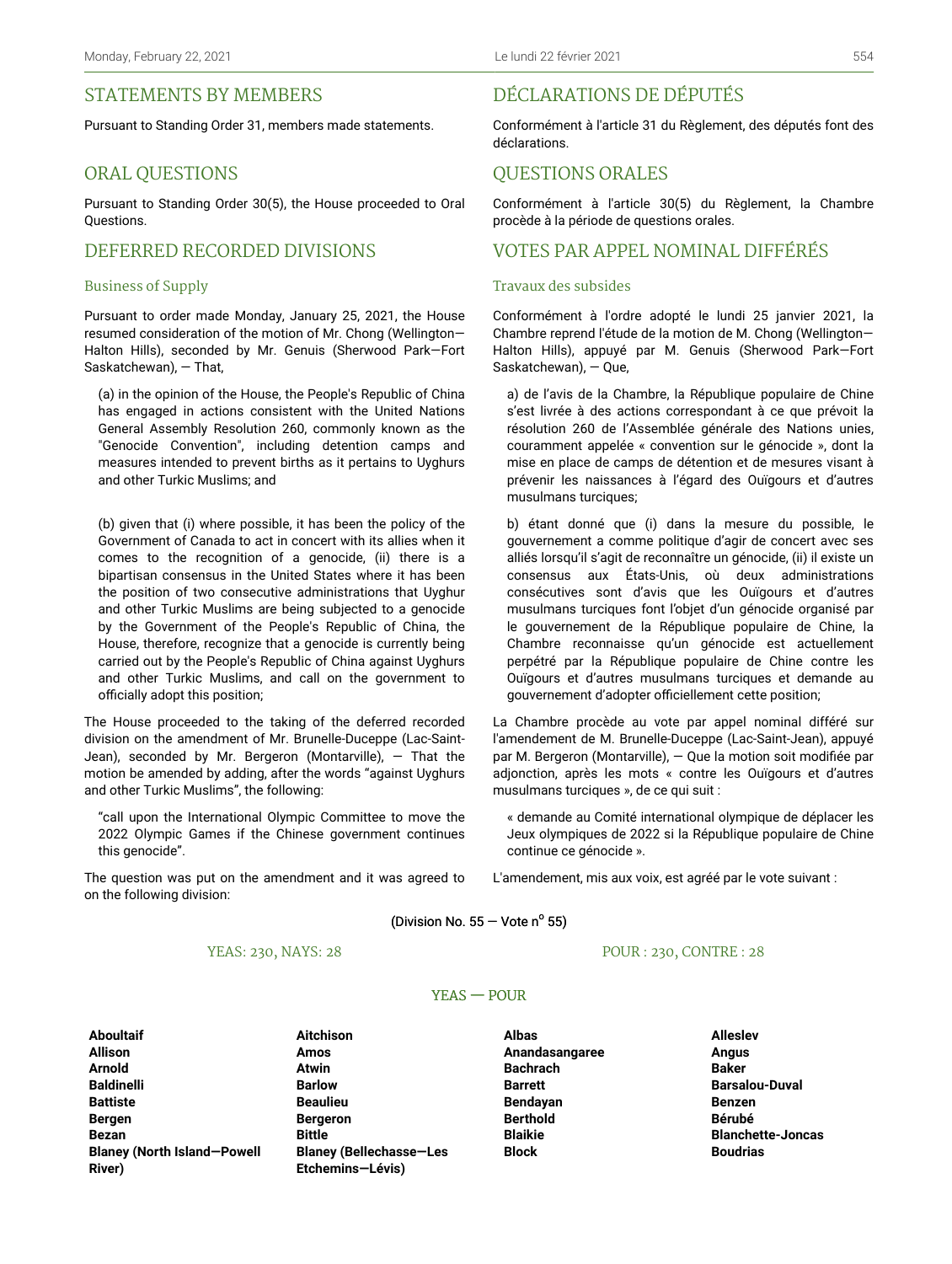## STATEMENTS BY MEMBERS

Pursuant to Standing Order 31, members made statements.

## ORAL QUESTIONS

Pursuant to Standing Order 30(5), the House proceeded to Oral Questions.

## DEFERRED RECORDED DIVISIONS

### Business of Supply

Pursuant to order made Monday, January 25, 2021, the House resumed consideration of the motion of Mr. Chong (Wellington—Halton Hills), seconded by Mr. Genuis (Sherwood Park—Fort Saskatchewan), — That,

> (a) in the opinion of the House, the People's Republic of China has engaged in actions consistent with the United Nations General Assembly Resolution 260, commonly known as the "Genocide Convention", including detention camps and measures intended to prevent births as it pertains to Uyghurs and other Turkic Muslims; and
>
> (b) given that (i) where possible, it has been the policy of the Government of Canada to act in concert with its allies when it comes to the recognition of a genocide, (ii) there is a bipartisan consensus in the United States where it has been the position of two consecutive administrations that Uyghur and other Turkic Muslims are being subjected to a genocide by the Government of the People's Republic of China, the House, therefore, recognize that a genocide is currently being carried out by the People's Republic of China against Uyghurs and other Turkic Muslims, and call on the government to officially adopt this position;

The House proceeded to the taking of the deferred recorded division on the amendment of Mr. Brunelle-Duceppe (Lac-Saint-Jean), seconded by Mr. Bergeron (Montarville), — That the motion be amended by adding, after the words "against Uyghurs and other Turkic Muslims", the following:

> "call upon the International Olympic Committee to move the 2022 Olympic Games if the Chinese government continues this genocide".

The question was put on the amendment and it was agreed to on the following division:

## DÉCLARATIONS DE DÉPUTÉS

Conformément à l'article 31 du Règlement, des députés font des déclarations.

## QUESTIONS ORALES

Conformément à l'article 30(5) du Règlement, la Chambre procède à la période de questions orales.

## VOTES PAR APPEL NOMINAL DIFFÉRÉS

### Travaux des subsides

Conformément à l'ordre adopté le lundi 25 janvier 2021, la Chambre reprend l'étude de la motion de M. Chong (Wellington—Halton Hills), appuyé par M. Genuis (Sherwood Park—Fort Saskatchewan), — Que,

> a) de l'avis de la Chambre, la République populaire de Chine s'est livrée à des actions correspondant à ce que prévoit la résolution 260 de l'Assemblée générale des Nations unies, couramment appelée « convention sur le génocide », dont la mise en place de camps de détention et de mesures visant à prévenir les naissances à l'égard des Ouïgours et d'autres musulmans turciques;
>
> b) étant donné que (i) dans la mesure du possible, le gouvernement a comme politique d'agir de concert avec ses alliés lorsqu'il s'agit de reconnaître un génocide, (ii) il existe un consensus aux États-Unis, où deux administrations consécutives sont d'avis que les Ouïgours et d'autres musulmans turciques font l'objet d'un génocide organisé par le gouvernement de la République populaire de Chine, la Chambre reconnaisse qu'un génocide est actuellement perpétré par la République populaire de Chine contre les Ouïgours et d'autres musulmans turciques et demande au gouvernement d'adopter officiellement cette position;

La Chambre procède au vote par appel nominal différé sur l'amendement de M. Brunelle-Duceppe (Lac-Saint-Jean), appuyé par M. Bergeron (Montarville), — Que la motion soit modifiée par adjonction, après les mots « contre les Ouïgours et d'autres musulmans turciques », de ce qui suit :

> « demande au Comité international olympique de déplacer les Jeux olympiques de 2022 si la République populaire de Chine continue ce génocide ».

L'amendement, mis aux voix, est agréé par le vote suivant :

(Division No. 55 — Vote n^o^ 55)

YEAS: 230, NAYS: 28 — POUR : 230, CONTRE : 28

### YEAS — POUR

| | | | |
|---|---|---|---|
| **Aboultaif** | **Aitchison** | **Albas** | **Alleslev** |
| **Allison** | **Amos** | **Anandasangaree** | **Angus** |
| **Arnold** | **Atwin** | **Bachrach** | **Baker** |
| **Baldinelli** | **Barlow** | **Barrett** | **Barsalou-Duval** |
| **Battiste** | **Beaulieu** | **Bendayan** | **Benzen** |
| **Bergen** | **Bergeron** | **Berthold** | **Bérubé** |
| **Bezan** | **Bittle** | **Blaikie** | **Blanchette-Joncas** |
| **Blaney (North Island—Powell River)** | **Blaney (Bellechasse—Les Etchemins—Lévis)** | **Block** | **Boudrias** |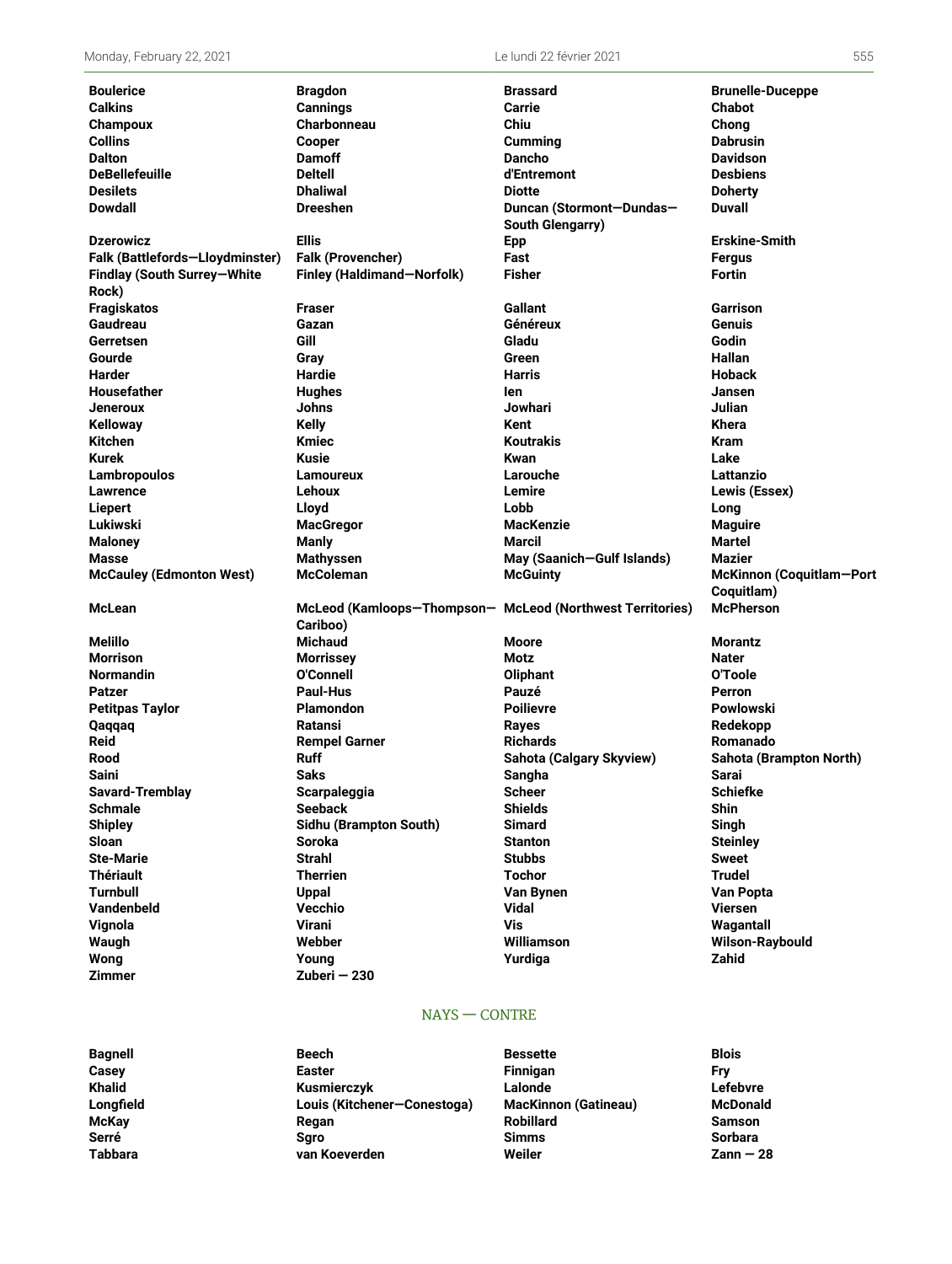| | | | |
|---|---|---|---|
| **Boulerice** | **Bragdon** | **Brassard** | **Brunelle-Duceppe** |
| **Calkins** | **Cannings** | **Carrie** | **Chabot** |
| **Champoux** | **Charbonneau** | **Chiu** | **Chong** |
| **Collins** | **Cooper** | **Cumming** | **Dabrusin** |
| **Dalton** | **Damoff** | **Dancho** | **Davidson** |
| **DeBellefeuille** | **Deltell** | **d'Entremont** | **Desbiens** |
| **Desilets** | **Dhaliwal** | **Diotte** | **Doherty** |
| **Dowdall** | **Dreeshen** | **Duncan (Stormont—Dundas—South Glengarry)** | **Duvall** |
| **Dzerowicz** | **Ellis** | **Epp** | **Erskine-Smith** |
| **Falk (Battlefords—Lloydminster)** | **Falk (Provencher)** | **Fast** | **Fergus** |
| **Findlay (South Surrey—White Rock)** | **Finley (Haldimand—Norfolk)** | **Fisher** | **Fortin** |
| **Fragiskatos** | **Fraser** | **Gallant** | **Garrison** |
| **Gaudreau** | **Gazan** | **Généreux** | **Genuis** |
| **Gerretsen** | **Gill** | **Gladu** | **Godin** |
| **Gourde** | **Gray** | **Green** | **Hallan** |
| **Harder** | **Hardie** | **Harris** | **Hoback** |
| **Housefather** | **Hughes** | **Ien** | **Jansen** |
| **Jeneroux** | **Johns** | **Jowhari** | **Julian** |
| **Kelloway** | **Kelly** | **Kent** | **Khera** |
| **Kitchen** | **Kmiec** | **Koutrakis** | **Kram** |
| **Kurek** | **Kusie** | **Kwan** | **Lake** |
| **Lambropoulos** | **Lamoureux** | **Larouche** | **Lattanzio** |
| **Lawrence** | **Lehoux** | **Lemire** | **Lewis (Essex)** |
| **Liepert** | **Lloyd** | **Lobb** | **Long** |
| **Lukiwski** | **MacGregor** | **MacKenzie** | **Maguire** |
| **Maloney** | **Manly** | **Marcil** | **Martel** |
| **Masse** | **Mathyssen** | **May (Saanich—Gulf Islands)** | **Mazier** |
| **McCauley (Edmonton West)** | **McColeman** | **McGuinty** | **McKinnon (Coquitlam—Port Coquitlam)** |
| **McLean** | **McLeod (Kamloops—Thompson—Cariboo)** | **McLeod (Northwest Territories)** | **McPherson** |
| **Melillo** | **Michaud** | **Moore** | **Morantz** |
| **Morrison** | **Morrissey** | **Motz** | **Nater** |
| **Normandin** | **O'Connell** | **Oliphant** | **O'Toole** |
| **Patzer** | **Paul-Hus** | **Pauzé** | **Perron** |
| **Petitpas Taylor** | **Plamondon** | **Poilievre** | **Powlowski** |
| **Qaqqaq** | **Ratansi** | **Rayes** | **Redekopp** |
| **Reid** | **Rempel Garner** | **Richards** | **Romanado** |
| **Rood** | **Ruff** | **Sahota (Calgary Skyview)** | **Sahota (Brampton North)** |
| **Saini** | **Saks** | **Sangha** | **Sarai** |
| **Savard-Tremblay** | **Scarpaleggia** | **Scheer** | **Schiefke** |
| **Schmale** | **Seeback** | **Shields** | **Shin** |
| **Shipley** | **Sidhu (Brampton South)** | **Simard** | **Singh** |
| **Sloan** | **Soroka** | **Stanton** | **Steinley** |
| **Ste-Marie** | **Strahl** | **Stubbs** | **Sweet** |
| **Thériault** | **Therrien** | **Tochor** | **Trudel** |
| **Turnbull** | **Uppal** | **Van Bynen** | **Van Popta** |
| **Vandenbeld** | **Vecchio** | **Vidal** | **Viersen** |
| **Vignola** | **Virani** | **Vis** | **Wagantall** |
| **Waugh** | **Webber** | **Williamson** | **Wilson-Raybould** |
| **Wong** | **Young** | **Yurdiga** | **Zahid** |
| **Zimmer** | **Zuberi — 230** | | |

## NAYS — CONTRE

| | | | |
|---|---|---|---|
| **Bagnell** | **Beech** | **Bessette** | **Blois** |
| **Casey** | **Easter** | **Finnigan** | **Fry** |
| **Khalid** | **Kusmierczyk** | **Lalonde** | **Lefebvre** |
| **Longfield** | **Louis (Kitchener—Conestoga)** | **MacKinnon (Gatineau)** | **McDonald** |
| **McKay** | **Regan** | **Robillard** | **Samson** |
| **Serré** | **Sgro** | **Simms** | **Sorbara** |
| **Tabbara** | **van Koeverden** | **Weiler** | **Zann — 28** |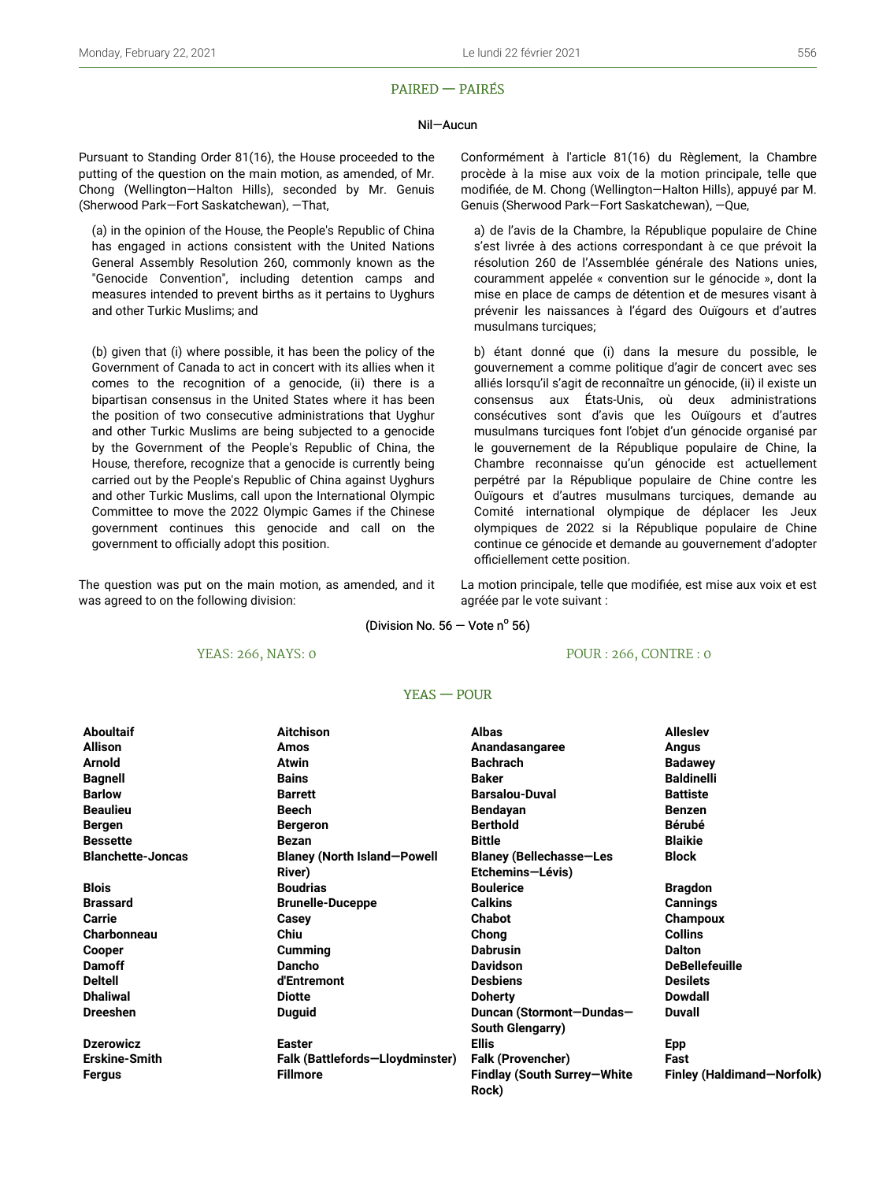## PAIRED — PAIRÉS

Nil—Aucun

Pursuant to Standing Order 81(16), the House proceeded to the putting of the question on the main motion, as amended, of Mr. Chong (Wellington—Halton Hills), seconded by Mr. Genuis (Sherwood Park—Fort Saskatchewan), —That,

> (a) in the opinion of the House, the People's Republic of China has engaged in actions consistent with the United Nations General Assembly Resolution 260, commonly known as the "Genocide Convention", including detention camps and measures intended to prevent births as it pertains to Uyghurs and other Turkic Muslims; and
>
> (b) given that (i) where possible, it has been the policy of the Government of Canada to act in concert with its allies when it comes to the recognition of a genocide, (ii) there is a bipartisan consensus in the United States where it has been the position of two consecutive administrations that Uyghur and other Turkic Muslims are being subjected to a genocide by the Government of the People's Republic of China, the House, therefore, recognize that a genocide is currently being carried out by the People's Republic of China against Uyghurs and other Turkic Muslims, call upon the International Olympic Committee to move the 2022 Olympic Games if the Chinese government continues this genocide and call on the government to officially adopt this position.

The question was put on the main motion, as amended, and it was agreed to on the following division:

Conformément à l'article 81(16) du Règlement, la Chambre procède à la mise aux voix de la motion principale, telle que modifiée, de M. Chong (Wellington—Halton Hills), appuyé par M. Genuis (Sherwood Park—Fort Saskatchewan), —Que,

> a) de l'avis de la Chambre, la République populaire de Chine s'est livrée à des actions correspondant à ce que prévoit la résolution 260 de l'Assemblée générale des Nations unies, couramment appelée « convention sur le génocide », dont la mise en place de camps de détention et de mesures visant à prévenir les naissances à l'égard des Ouïgours et d'autres musulmans turciques;
>
> b) étant donné que (i) dans la mesure du possible, le gouvernement a comme politique d'agir de concert avec ses alliés lorsqu'il s'agit de reconnaître un génocide, (ii) il existe un consensus aux États-Unis, où deux administrations consécutives sont d'avis que les Ouïgours et d'autres musulmans turciques font l'objet d'un génocide organisé par le gouvernement de la République populaire de Chine, la Chambre reconnaisse qu'un génocide est actuellement perpétré par la République populaire de Chine contre les Ouïgours et d'autres musulmans turciques, demande au Comité international olympique de déplacer les Jeux olympiques de 2022 si la République populaire de Chine continue ce génocide et demande au gouvernement d'adopter officiellement cette position.

La motion principale, telle que modifiée, est mise aux voix et est agréée par le vote suivant :

(Division No. 56 — Vote nº 56)

YEAS: 266, NAYS: 0 — POUR : 266, CONTRE : 0

## YEAS — POUR

| | | | |
|---|---|---|---|
| **Aboultaif** | **Aitchison** | **Albas** | **Alleslev** |
| **Allison** | **Amos** | **Anandasangaree** | **Angus** |
| **Arnold** | **Atwin** | **Bachrach** | **Badawey** |
| **Bagnell** | **Bains** | **Baker** | **Baldinelli** |
| **Barlow** | **Barrett** | **Barsalou-Duval** | **Battiste** |
| **Beaulieu** | **Beech** | **Bendayan** | **Benzen** |
| **Bergen** | **Bergeron** | **Berthold** | **Bérubé** |
| **Bessette** | **Bezan** | **Bittle** | **Blaikie** |
| **Blanchette-Joncas** | **Blaney (North Island—Powell River)** | **Blaney (Bellechasse—Les Etchemins—Lévis)** | **Block** |
| **Blois** | **Boudrias** | **Boulerice** | **Bragdon** |
| **Brassard** | **Brunelle-Duceppe** | **Calkins** | **Cannings** |
| **Carrie** | **Casey** | **Chabot** | **Champoux** |
| **Charbonneau** | **Chiu** | **Chong** | **Collins** |
| **Cooper** | **Cumming** | **Dabrusin** | **Dalton** |
| **Damoff** | **Dancho** | **Davidson** | **DeBellefeuille** |
| **Deltell** | **d'Entremont** | **Desbiens** | **Desilets** |
| **Dhaliwal** | **Diotte** | **Doherty** | **Dowdall** |
| **Dreeshen** | **Duguid** | **Duncan (Stormont—Dundas—South Glengarry)** | **Duvall** |
| **Dzerowicz** | **Easter** | **Ellis** | **Epp** |
| **Erskine-Smith** | **Falk (Battlefords—Lloydminster)** | **Falk (Provencher)** | **Fast** |
| **Fergus** | **Fillmore** | **Findlay (South Surrey—White Rock)** | **Finley (Haldimand—Norfolk)** |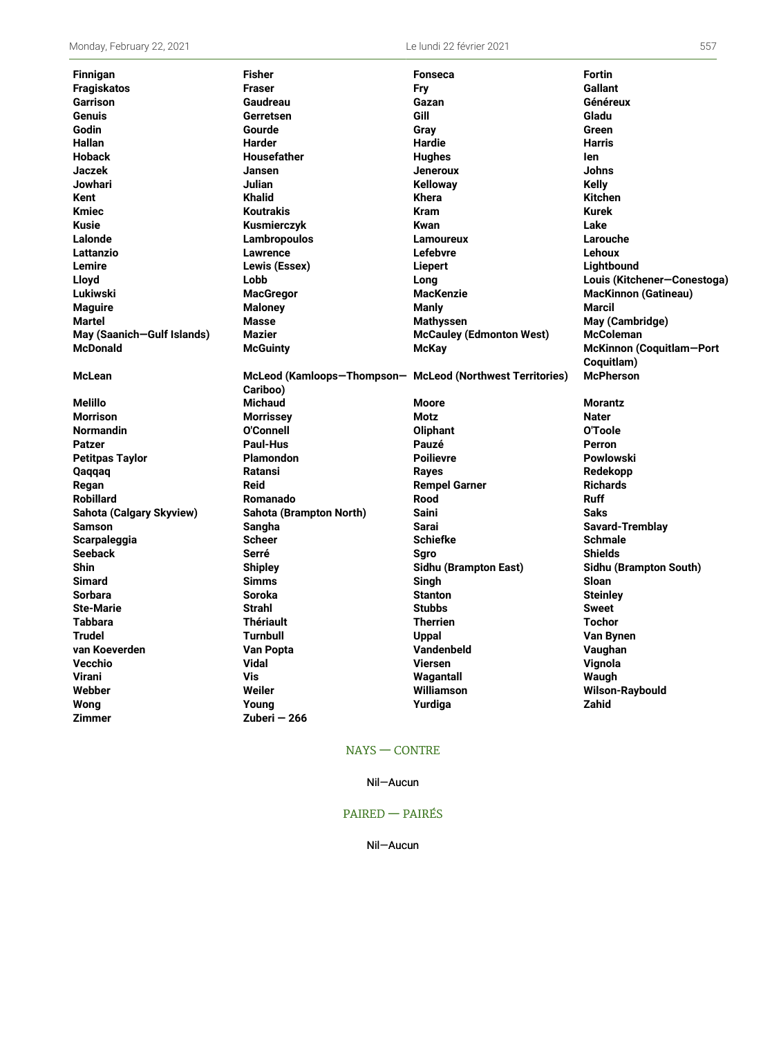| | | | |
|---|---|---|---|
| **Finnigan** | **Fisher** | **Fonseca** | **Fortin** |
| **Fragiskatos** | **Fraser** | **Fry** | **Gallant** |
| **Garrison** | **Gaudreau** | **Gazan** | **Généreux** |
| **Genuis** | **Gerretsen** | **Gill** | **Gladu** |
| **Godin** | **Gourde** | **Gray** | **Green** |
| **Hallan** | **Harder** | **Hardie** | **Harris** |
| **Hoback** | **Housefather** | **Hughes** | **Ien** |
| **Jaczek** | **Jansen** | **Jeneroux** | **Johns** |
| **Jowhari** | **Julian** | **Kelloway** | **Kelly** |
| **Kent** | **Khalid** | **Khera** | **Kitchen** |
| **Kmiec** | **Koutrakis** | **Kram** | **Kurek** |
| **Kusie** | **Kusmierczyk** | **Kwan** | **Lake** |
| **Lalonde** | **Lambropoulos** | **Lamoureux** | **Larouche** |
| **Lattanzio** | **Lawrence** | **Lefebvre** | **Lehoux** |
| **Lemire** | **Lewis (Essex)** | **Liepert** | **Lightbound** |
| **Lloyd** | **Lobb** | **Long** | **Louis (Kitchener—Conestoga)** |
| **Lukiwski** | **MacGregor** | **MacKenzie** | **MacKinnon (Gatineau)** |
| **Maguire** | **Maloney** | **Manly** | **Marcil** |
| **Martel** | **Masse** | **Mathyssen** | **May (Cambridge)** |
| **May (Saanich—Gulf Islands)** | **Mazier** | **McCauley (Edmonton West)** | **McColeman** |
| **McDonald** | **McGuinty** | **McKay** | **McKinnon (Coquitlam—Port Coquitlam)** |
| **McLean** | **McLeod (Kamloops—Thompson—Cariboo)** | **McLeod (Northwest Territories)** | **McPherson** |
| **Melillo** | **Michaud** | **Moore** | **Morantz** |
| **Morrison** | **Morrissey** | **Motz** | **Nater** |
| **Normandin** | **O'Connell** | **Oliphant** | **O'Toole** |
| **Patzer** | **Paul-Hus** | **Pauzé** | **Perron** |
| **Petitpas Taylor** | **Plamondon** | **Poilievre** | **Powlowski** |
| **Qaqqaq** | **Ratansi** | **Rayes** | **Redekopp** |
| **Regan** | **Reid** | **Rempel Garner** | **Richards** |
| **Robillard** | **Romanado** | **Rood** | **Ruff** |
| **Sahota (Calgary Skyview)** | **Sahota (Brampton North)** | **Saini** | **Saks** |
| **Samson** | **Sangha** | **Sarai** | **Savard-Tremblay** |
| **Scarpaleggia** | **Scheer** | **Schiefke** | **Schmale** |
| **Seeback** | **Serré** | **Sgro** | **Shields** |
| **Shin** | **Shipley** | **Sidhu (Brampton East)** | **Sidhu (Brampton South)** |
| **Simard** | **Simms** | **Singh** | **Sloan** |
| **Sorbara** | **Soroka** | **Stanton** | **Steinley** |
| **Ste-Marie** | **Strahl** | **Stubbs** | **Sweet** |
| **Tabbara** | **Thériault** | **Therrien** | **Tochor** |
| **Trudel** | **Turnbull** | **Uppal** | **Van Bynen** |
| **van Koeverden** | **Van Popta** | **Vandenbeld** | **Vaughan** |
| **Vecchio** | **Vidal** | **Viersen** | **Vignola** |
| **Virani** | **Vis** | **Wagantall** | **Waugh** |
| **Webber** | **Weiler** | **Williamson** | **Wilson-Raybould** |
| **Wong** | **Young** | **Yurdiga** | **Zahid** |
| **Zimmer** | **Zuberi — 266** | | |

## NAYS — CONTRE

Nil—Aucun

## PAIRED — PAIRÉS

Nil—Aucun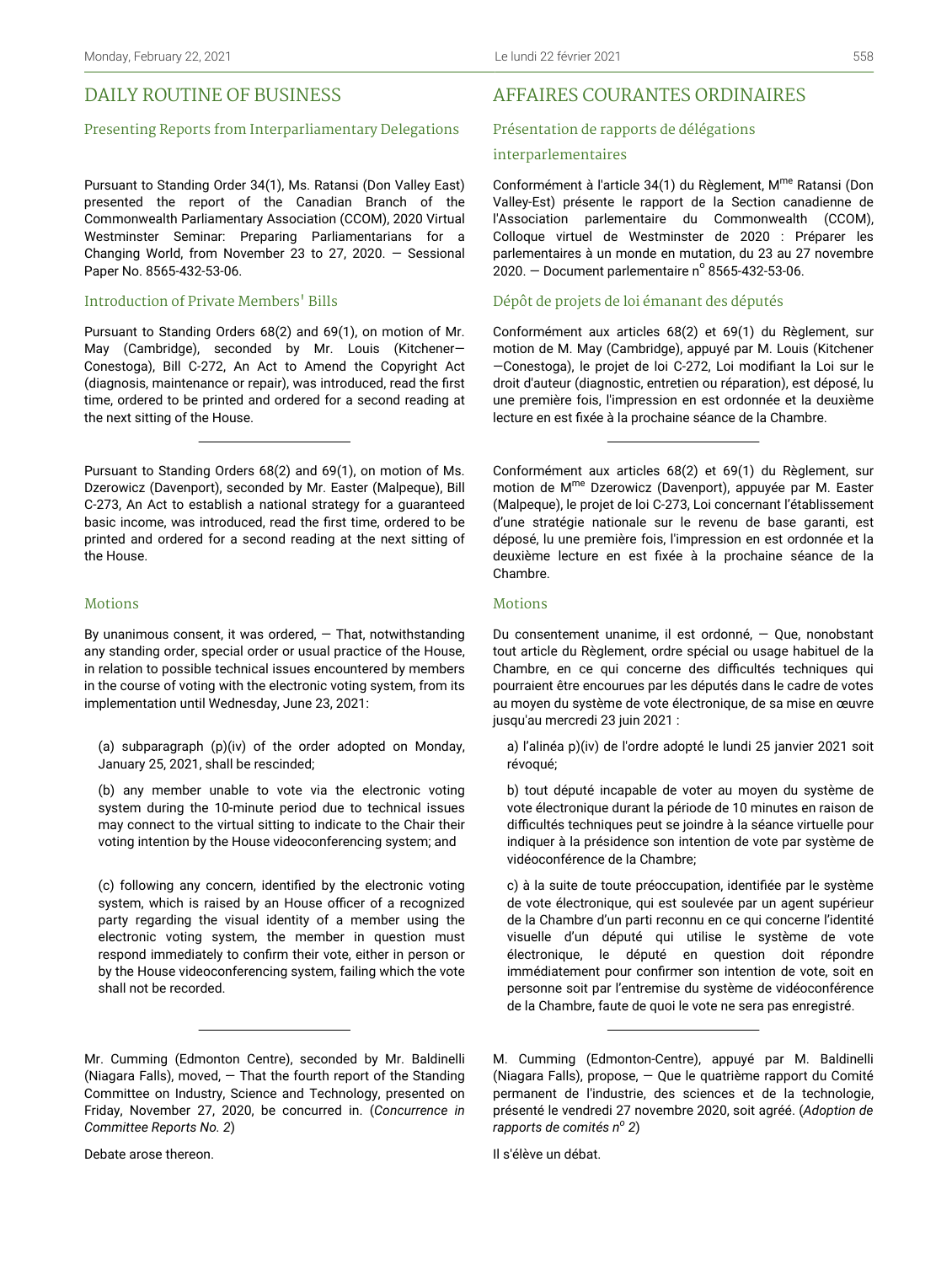## DAILY ROUTINE OF BUSINESS

### Presenting Reports from Interparliamentary Delegations

Pursuant to Standing Order 34(1), Ms. Ratansi (Don Valley East) presented the report of the Canadian Branch of the Commonwealth Parliamentary Association (CCOM), 2020 Virtual Westminster Seminar: Preparing Parliamentarians for a Changing World, from November 23 to 27, 2020. — Sessional Paper No. 8565-432-53-06.

### Introduction of Private Members' Bills

Pursuant to Standing Orders 68(2) and 69(1), on motion of Mr. May (Cambridge), seconded by Mr. Louis (Kitchener—Conestoga), Bill C-272, An Act to Amend the Copyright Act (diagnosis, maintenance or repair), was introduced, read the first time, ordered to be printed and ordered for a second reading at the next sitting of the House.

---

Pursuant to Standing Orders 68(2) and 69(1), on motion of Ms. Dzerowicz (Davenport), seconded by Mr. Easter (Malpeque), Bill C-273, An Act to establish a national strategy for a guaranteed basic income, was introduced, read the first time, ordered to be printed and ordered for a second reading at the next sitting of the House.

### Motions

By unanimous consent, it was ordered, — That, notwithstanding any standing order, special order or usual practice of the House, in relation to possible technical issues encountered by members in the course of voting with the electronic voting system, from its implementation until Wednesday, June 23, 2021:

(a) subparagraph (p)(iv) of the order adopted on Monday, January 25, 2021, shall be rescinded;

(b) any member unable to vote via the electronic voting system during the 10-minute period due to technical issues may connect to the virtual sitting to indicate to the Chair their voting intention by the House videoconferencing system; and

(c) following any concern, identified by the electronic voting system, which is raised by an House officer of a recognized party regarding the visual identity of a member using the electronic voting system, the member in question must respond immediately to confirm their vote, either in person or by the House videoconferencing system, failing which the vote shall not be recorded.

---

Mr. Cumming (Edmonton Centre), seconded by Mr. Baldinelli (Niagara Falls), moved, — That the fourth report of the Standing Committee on Industry, Science and Technology, presented on Friday, November 27, 2020, be concurred in. (*Concurrence in Committee Reports No. 2*)

Debate arose thereon.

## AFFAIRES COURANTES ORDINAIRES

### Présentation de rapports de délégations interparlementaires

Conformément à l'article 34(1) du Règlement, M[me] Ratansi (Don Valley-Est) présente le rapport de la Section canadienne de l'Association parlementaire du Commonwealth (CCOM), Colloque virtuel de Westminster de 2020 : Préparer les parlementaires à un monde en mutation, du 23 au 27 novembre 2020. — Document parlementaire n[o] 8565-432-53-06.

### Dépôt de projets de loi émanant des députés

Conformément aux articles 68(2) et 69(1) du Règlement, sur motion de M. May (Cambridge), appuyé par M. Louis (Kitchener—Conestoga), le projet de loi C-272, Loi modifiant la Loi sur le droit d'auteur (diagnostic, entretien ou réparation), est déposé, lu une première fois, l'impression en est ordonnée et la deuxième lecture en est fixée à la prochaine séance de la Chambre.

---

Conformément aux articles 68(2) et 69(1) du Règlement, sur motion de M[me] Dzerowicz (Davenport), appuyée par M. Easter (Malpeque), le projet de loi C-273, Loi concernant l'établissement d'une stratégie nationale sur le revenu de base garanti, est déposé, lu une première fois, l'impression en est ordonnée et la deuxième lecture en est fixée à la prochaine séance de la Chambre.

### Motions

Du consentement unanime, il est ordonné, — Que, nonobstant tout article du Règlement, ordre spécial ou usage habituel de la Chambre, en ce qui concerne des difficultés techniques qui pourraient être encourues par les députés dans le cadre de votes au moyen du système de vote électronique, de sa mise en œuvre jusqu'au mercredi 23 juin 2021 :

a) l'alinéa p)(iv) de l'ordre adopté le lundi 25 janvier 2021 soit révoqué;

b) tout député incapable de voter au moyen du système de vote électronique durant la période de 10 minutes en raison de difficultés techniques peut se joindre à la séance virtuelle pour indiquer à la présidence son intention de vote par système de vidéoconférence de la Chambre;

c) à la suite de toute préoccupation, identifiée par le système de vote électronique, qui est soulevée par un agent supérieur de la Chambre d'un parti reconnu en ce qui concerne l'identité visuelle d'un député qui utilise le système de vote électronique, le député en question doit répondre immédiatement pour confirmer son intention de vote, soit en personne soit par l'entremise du système de vidéoconférence de la Chambre, faute de quoi le vote ne sera pas enregistré.

---

M. Cumming (Edmonton-Centre), appuyé par M. Baldinelli (Niagara Falls), propose, — Que le quatrième rapport du Comité permanent de l'industrie, des sciences et de la technologie, présenté le vendredi 27 novembre 2020, soit agréé. (*Adoption de rapports de comités n[o] 2*)

Il s'élève un débat.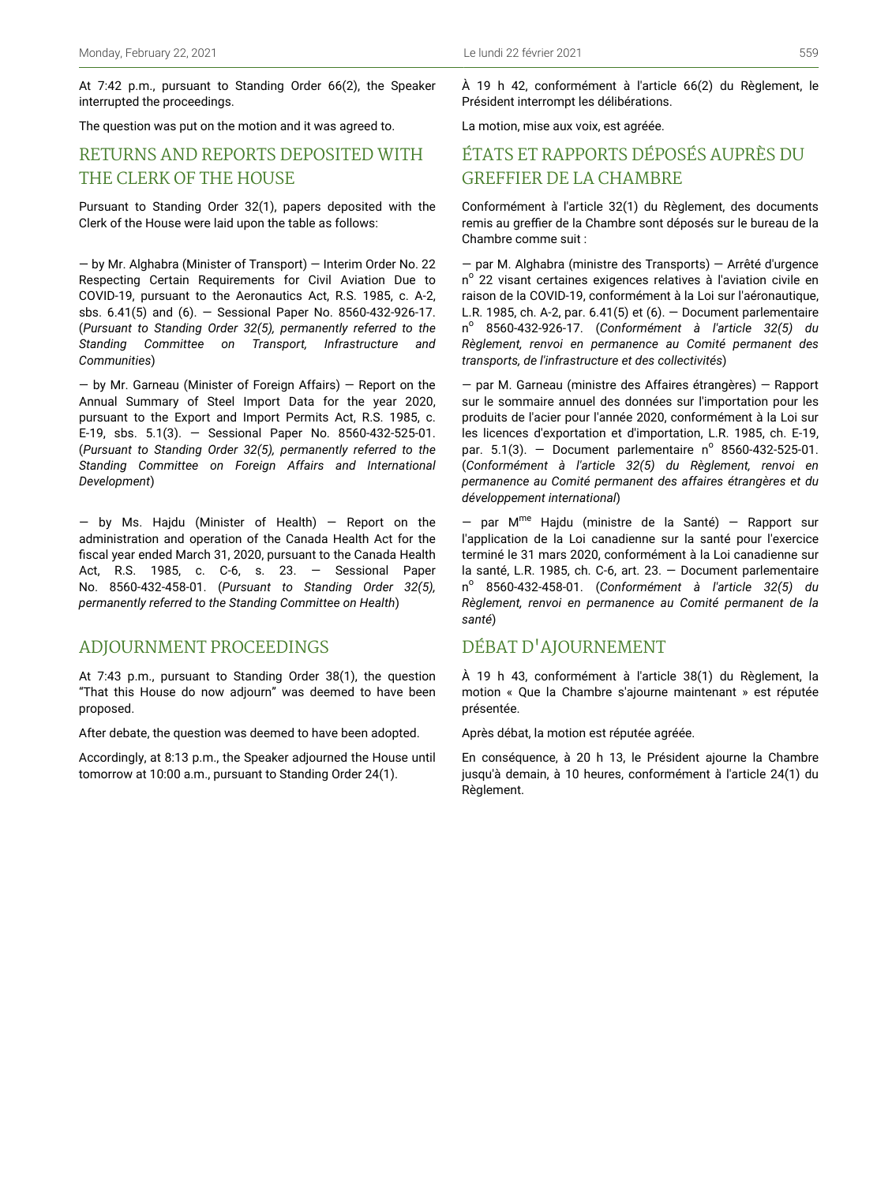At 7:42 p.m., pursuant to Standing Order 66(2), the Speaker interrupted the proceedings.

The question was put on the motion and it was agreed to.

## RETURNS AND REPORTS DEPOSITED WITH THE CLERK OF THE HOUSE

Pursuant to Standing Order 32(1), papers deposited with the Clerk of the House were laid upon the table as follows:

— by Mr. Alghabra (Minister of Transport) — Interim Order No. 22 Respecting Certain Requirements for Civil Aviation Due to COVID-19, pursuant to the Aeronautics Act, R.S. 1985, c. A-2, sbs. 6.41(5) and (6). — Sessional Paper No. 8560-432-926-17. (*Pursuant to Standing Order 32(5), permanently referred to the Standing Committee on Transport, Infrastructure and Communities*)

— by Mr. Garneau (Minister of Foreign Affairs) — Report on the Annual Summary of Steel Import Data for the year 2020, pursuant to the Export and Import Permits Act, R.S. 1985, c. E-19, sbs. 5.1(3). — Sessional Paper No. 8560-432-525-01. (*Pursuant to Standing Order 32(5), permanently referred to the Standing Committee on Foreign Affairs and International Development*)

— by Ms. Hajdu (Minister of Health) — Report on the administration and operation of the Canada Health Act for the fiscal year ended March 31, 2020, pursuant to the Canada Health Act, R.S. 1985, c. C-6, s. 23. — Sessional Paper No. 8560-432-458-01. (*Pursuant to Standing Order 32(5), permanently referred to the Standing Committee on Health*)

## ADJOURNMENT PROCEEDINGS

At 7:43 p.m., pursuant to Standing Order 38(1), the question "That this House do now adjourn" was deemed to have been proposed.

After debate, the question was deemed to have been adopted.

Accordingly, at 8:13 p.m., the Speaker adjourned the House until tomorrow at 10:00 a.m., pursuant to Standing Order 24(1).

À 19 h 42, conformément à l'article 66(2) du Règlement, le Président interrompt les délibérations.

La motion, mise aux voix, est agréée.

## ÉTATS ET RAPPORTS DÉPOSÉS AUPRÈS DU GREFFIER DE LA CHAMBRE

Conformément à l'article 32(1) du Règlement, des documents remis au greffier de la Chambre sont déposés sur le bureau de la Chambre comme suit :

— par M. Alghabra (ministre des Transports) — Arrêté d'urgence n$^{o}$ 22 visant certaines exigences relatives à l'aviation civile en raison de la COVID-19, conformément à la Loi sur l'aéronautique, L.R. 1985, ch. A-2, par. 6.41(5) et (6). — Document parlementaire n$^{o}$ 8560-432-926-17. (*Conformément à l'article 32(5) du Règlement, renvoi en permanence au Comité permanent des transports, de l'infrastructure et des collectivités*)

— par M. Garneau (ministre des Affaires étrangères) — Rapport sur le sommaire annuel des données sur l'importation pour les produits de l'acier pour l'année 2020, conformément à la Loi sur les licences d'exportation et d'importation, L.R. 1985, ch. E-19, par. 5.1(3). — Document parlementaire n$^{o}$ 8560-432-525-01. (*Conformément à l'article 32(5) du Règlement, renvoi en permanence au Comité permanent des affaires étrangères et du développement international*)

— par M$^{me}$ Hajdu (ministre de la Santé) — Rapport sur l'application de la Loi canadienne sur la santé pour l'exercice terminé le 31 mars 2020, conformément à la Loi canadienne sur la santé, L.R. 1985, ch. C-6, art. 23. — Document parlementaire n$^{o}$ 8560-432-458-01. (*Conformément à l'article 32(5) du Règlement, renvoi en permanence au Comité permanent de la santé*)

## DÉBAT D'AJOURNEMENT

À 19 h 43, conformément à l'article 38(1) du Règlement, la motion « Que la Chambre s'ajourne maintenant » est réputée présentée.

Après débat, la motion est réputée agréée.

En conséquence, à 20 h 13, le Président ajourne la Chambre jusqu'à demain, à 10 heures, conformément à l'article 24(1) du Règlement.